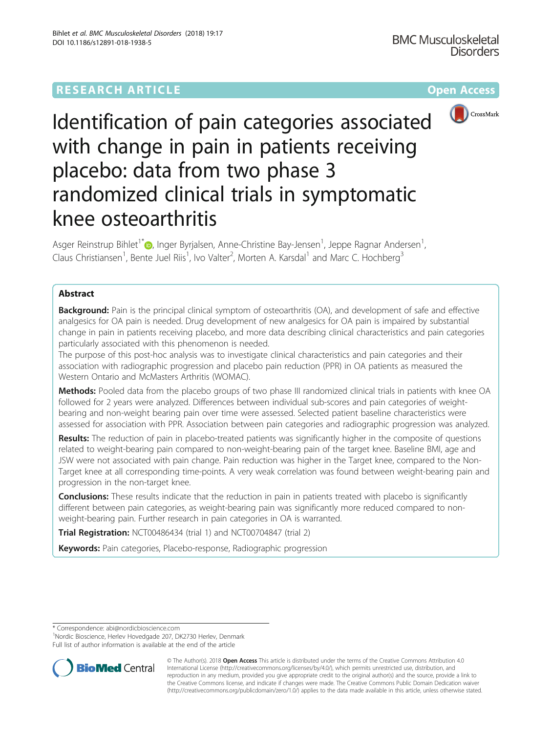RESEARCH ARTICLE

Open Access

# Identification of pain categories associated with change in pain in patients receiving placebo: data from two phase 3 randomized clinical trials in symptomatic knee osteoarthritis

Asger Reinstrup Bihlet[1*], Inger Byrjalsen, Anne-Christine Bay-Jensen[1], Jeppe Ragnar Andersen[1], Claus Christiansen[1], Bente Juel Riis[1], Ivo Valter[2], Morten A. Karsdal[1] and Marc C. Hochberg[3]

## Abstract

**Background:** Pain is the principal clinical symptom of osteoarthritis (OA), and development of safe and effective analgesics for OA pain is needed. Drug development of new analgesics for OA pain is impaired by substantial change in pain in patients receiving placebo, and more data describing clinical characteristics and pain categories particularly associated with this phenomenon is needed.

The purpose of this post-hoc analysis was to investigate clinical characteristics and pain categories and their association with radiographic progression and placebo pain reduction (PPR) in OA patients as measured the Western Ontario and McMasters Arthritis (WOMAC).

**Methods:** Pooled data from the placebo groups of two phase III randomized clinical trials in patients with knee OA followed for 2 years were analyzed. Differences between individual sub-scores and pain categories of weight-bearing and non-weight bearing pain over time were assessed. Selected patient baseline characteristics were assessed for association with PPR. Association between pain categories and radiographic progression was analyzed.

**Results:** The reduction of pain in placebo-treated patients was significantly higher in the composite of questions related to weight-bearing pain compared to non-weight-bearing pain of the target knee. Baseline BMI, age and JSW were not associated with pain change. Pain reduction was higher in the Target knee, compared to the Non-Target knee at all corresponding time-points. A very weak correlation was found between weight-bearing pain and progression in the non-target knee.

**Conclusions:** These results indicate that the reduction in pain in patients treated with placebo is significantly different between pain categories, as weight-bearing pain was significantly more reduced compared to non-weight-bearing pain. Further research in pain categories in OA is warranted.

**Trial Registration:** NCT00486434 (trial 1) and NCT00704847 (trial 2)

**Keywords:** Pain categories, Placebo-response, Radiographic progression

* Correspondence: abi@nordicbioscience.com

[1]Nordic Bioscience, Herlev Hovedgade 207, DK2730 Herlev, Denmark

Full list of author information is available at the end of the article

© The Author(s). 2018 **Open Access** This article is distributed under the terms of the Creative Commons Attribution 4.0 International License (http://creativecommons.org/licenses/by/4.0/), which permits unrestricted use, distribution, and reproduction in any medium, provided you give appropriate credit to the original author(s) and the source, provide a link to the Creative Commons license, and indicate if changes were made. The Creative Commons Public Domain Dedication waiver (http://creativecommons.org/publicdomain/zero/1.0/) applies to the data made available in this article, unless otherwise stated.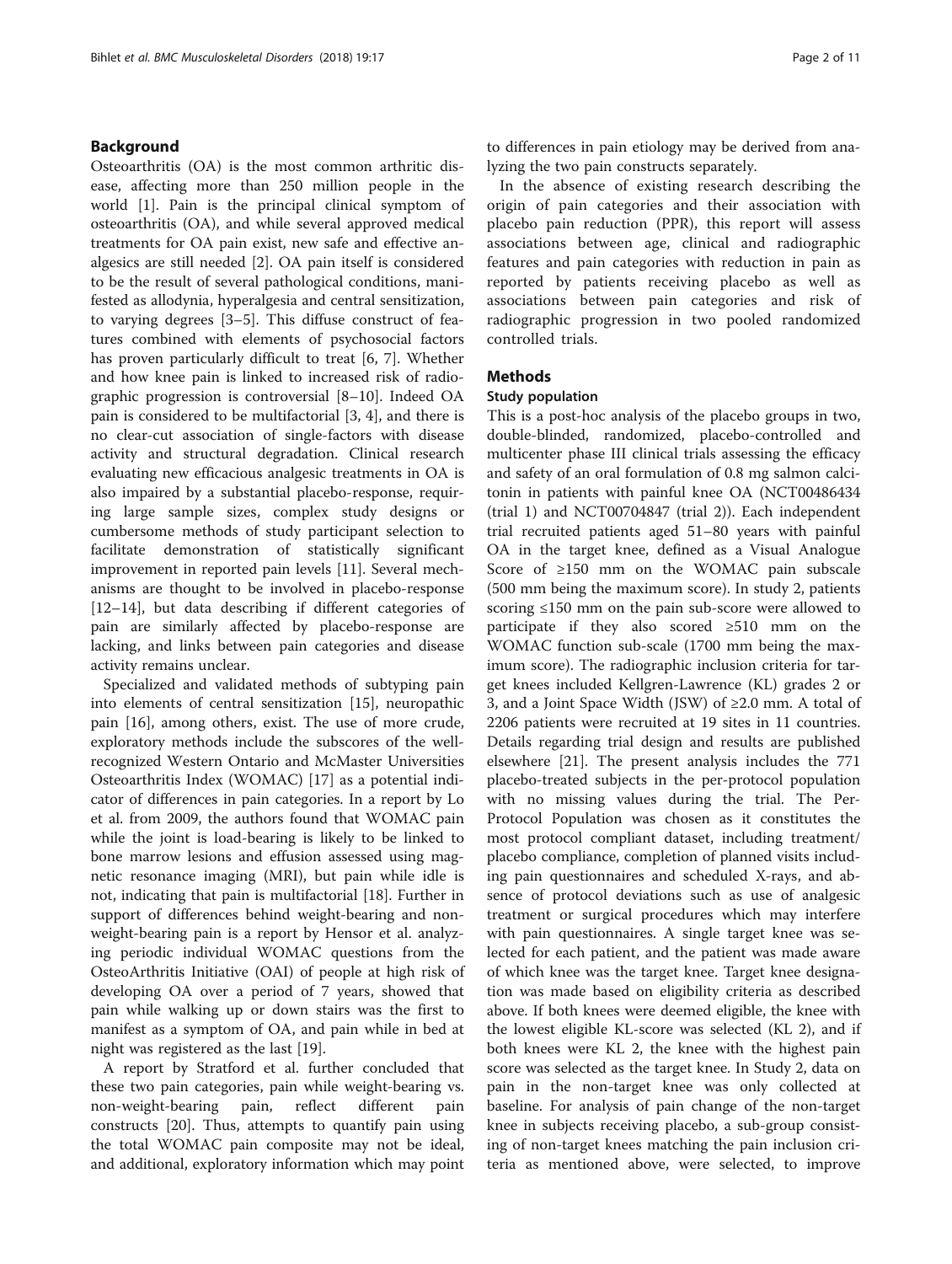## Background

Osteoarthritis (OA) is the most common arthritic disease, affecting more than 250 million people in the world [1]. Pain is the principal clinical symptom of osteoarthritis (OA), and while several approved medical treatments for OA pain exist, new safe and effective analgesics are still needed [2]. OA pain itself is considered to be the result of several pathological conditions, manifested as allodynia, hyperalgesia and central sensitization, to varying degrees [3–5]. This diffuse construct of features combined with elements of psychosocial factors has proven particularly difficult to treat [6, 7]. Whether and how knee pain is linked to increased risk of radiographic progression is controversial [8–10]. Indeed OA pain is considered to be multifactorial [3, 4], and there is no clear-cut association of single-factors with disease activity and structural degradation. Clinical research evaluating new efficacious analgesic treatments in OA is also impaired by a substantial placebo-response, requiring large sample sizes, complex study designs or cumbersome methods of study participant selection to facilitate demonstration of statistically significant improvement in reported pain levels [11]. Several mechanisms are thought to be involved in placebo-response [12–14], but data describing if different categories of pain are similarly affected by placebo-response are lacking, and links between pain categories and disease activity remains unclear.

Specialized and validated methods of subtyping pain into elements of central sensitization [15], neuropathic pain [16], among others, exist. The use of more crude, exploratory methods include the subscores of the well-recognized Western Ontario and McMaster Universities Osteoarthritis Index (WOMAC) [17] as a potential indicator of differences in pain categories. In a report by Lo et al. from 2009, the authors found that WOMAC pain while the joint is load-bearing is likely to be linked to bone marrow lesions and effusion assessed using magnetic resonance imaging (MRI), but pain while idle is not, indicating that pain is multifactorial [18]. Further in support of differences behind weight-bearing and non-weight-bearing pain is a report by Hensor et al. analyzing periodic individual WOMAC questions from the OsteoArthritis Initiative (OAI) of people at high risk of developing OA over a period of 7 years, showed that pain while walking up or down stairs was the first to manifest as a symptom of OA, and pain while in bed at night was registered as the last [19].

A report by Stratford et al. further concluded that these two pain categories, pain while weight-bearing vs. non-weight-bearing pain, reflect different pain constructs [20]. Thus, attempts to quantify pain using the total WOMAC pain composite may not be ideal, and additional, exploratory information which may point to differences in pain etiology may be derived from analyzing the two pain constructs separately.

In the absence of existing research describing the origin of pain categories and their association with placebo pain reduction (PPR), this report will assess associations between age, clinical and radiographic features and pain categories with reduction in pain as reported by patients receiving placebo as well as associations between pain categories and risk of radiographic progression in two pooled randomized controlled trials.

## Methods

### Study population

This is a post-hoc analysis of the placebo groups in two, double-blinded, randomized, placebo-controlled and multicenter phase III clinical trials assessing the efficacy and safety of an oral formulation of 0.8 mg salmon calcitonin in patients with painful knee OA (NCT00486434 (trial 1) and NCT00704847 (trial 2)). Each independent trial recruited patients aged 51–80 years with painful OA in the target knee, defined as a Visual Analogue Score of ≥150 mm on the WOMAC pain subscale (500 mm being the maximum score). In study 2, patients scoring ≤150 mm on the pain sub-score were allowed to participate if they also scored ≥510 mm on the WOMAC function sub-scale (1700 mm being the maximum score). The radiographic inclusion criteria for target knees included Kellgren-Lawrence (KL) grades 2 or 3, and a Joint Space Width (JSW) of ≥2.0 mm. A total of 2206 patients were recruited at 19 sites in 11 countries. Details regarding trial design and results are published elsewhere [21]. The present analysis includes the 771 placebo-treated subjects in the per-protocol population with no missing values during the trial. The Per-Protocol Population was chosen as it constitutes the most protocol compliant dataset, including treatment/placebo compliance, completion of planned visits including pain questionnaires and scheduled X-rays, and absence of protocol deviations such as use of analgesic treatment or surgical procedures which may interfere with pain questionnaires. A single target knee was selected for each patient, and the patient was made aware of which knee was the target knee. Target knee designation was made based on eligibility criteria as described above. If both knees were deemed eligible, the knee with the lowest eligible KL-score was selected (KL 2), and if both knees were KL 2, the knee with the highest pain score was selected as the target knee. In Study 2, data on pain in the non-target knee was only collected at baseline. For analysis of pain change of the non-target knee in subjects receiving placebo, a sub-group consisting of non-target knees matching the pain inclusion criteria as mentioned above, were selected, to improve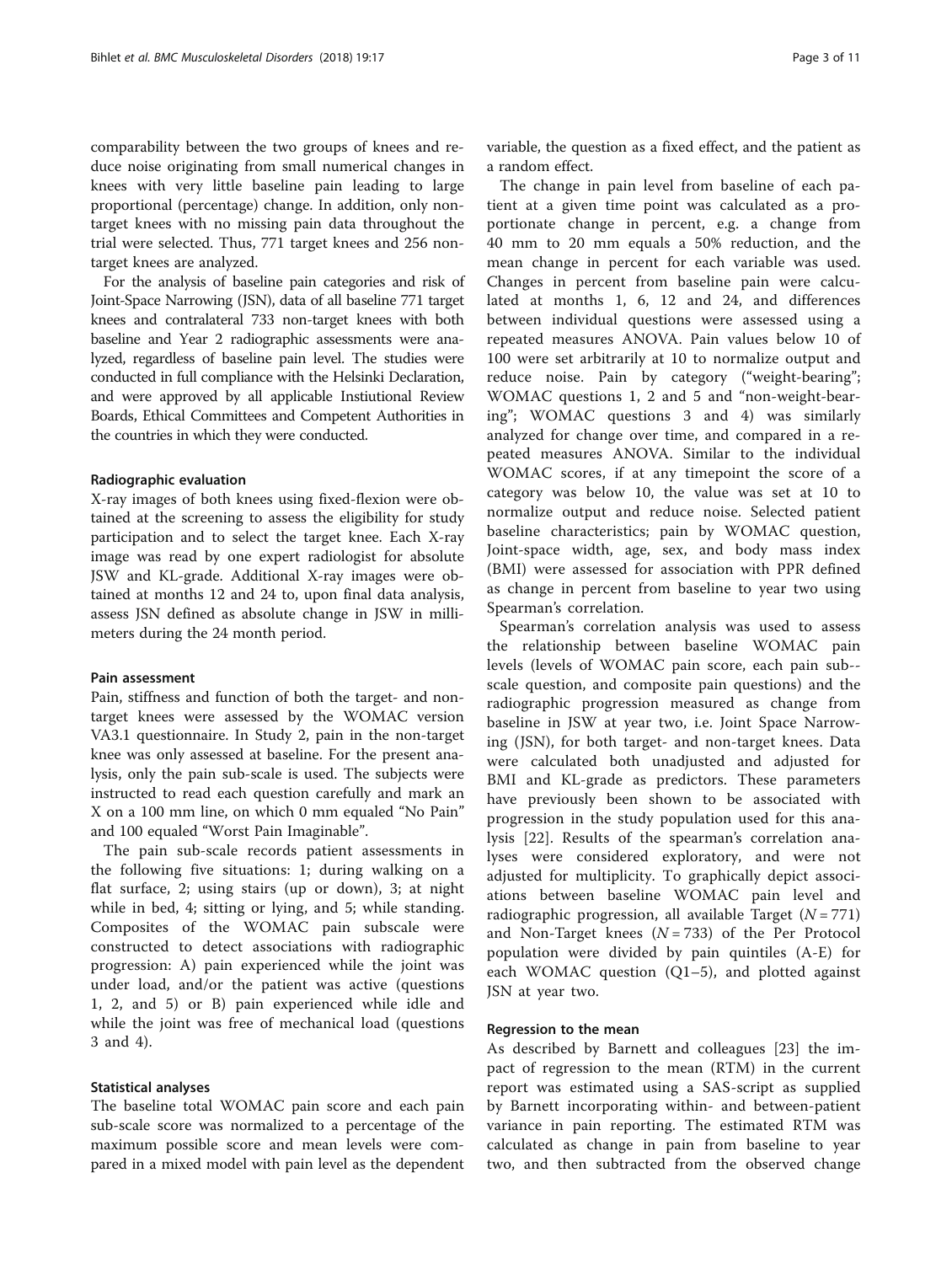comparability between the two groups of knees and reduce noise originating from small numerical changes in knees with very little baseline pain leading to large proportional (percentage) change. In addition, only non-target knees with no missing pain data throughout the trial were selected. Thus, 771 target knees and 256 non-target knees are analyzed.

For the analysis of baseline pain categories and risk of Joint-Space Narrowing (JSN), data of all baseline 771 target knees and contralateral 733 non-target knees with both baseline and Year 2 radiographic assessments were analyzed, regardless of baseline pain level. The studies were conducted in full compliance with the Helsinki Declaration, and were approved by all applicable Instiutional Review Boards, Ethical Committees and Competent Authorities in the countries in which they were conducted.

### Radiographic evaluation

X-ray images of both knees using fixed-flexion were obtained at the screening to assess the eligibility for study participation and to select the target knee. Each X-ray image was read by one expert radiologist for absolute JSW and KL-grade. Additional X-ray images were obtained at months 12 and 24 to, upon final data analysis, assess JSN defined as absolute change in JSW in millimeters during the 24 month period.

### Pain assessment

Pain, stiffness and function of both the target- and non-target knees were assessed by the WOMAC version VA3.1 questionnaire. In Study 2, pain in the non-target knee was only assessed at baseline. For the present analysis, only the pain sub-scale is used. The subjects were instructed to read each question carefully and mark an X on a 100 mm line, on which 0 mm equaled "No Pain" and 100 equaled "Worst Pain Imaginable".

The pain sub-scale records patient assessments in the following five situations: 1; during walking on a flat surface, 2; using stairs (up or down), 3; at night while in bed, 4; sitting or lying, and 5; while standing. Composites of the WOMAC pain subscale were constructed to detect associations with radiographic progression: A) pain experienced while the joint was under load, and/or the patient was active (questions 1, 2, and 5) or B) pain experienced while idle and while the joint was free of mechanical load (questions 3 and 4).

### Statistical analyses

The baseline total WOMAC pain score and each pain sub-scale score was normalized to a percentage of the maximum possible score and mean levels were compared in a mixed model with pain level as the dependent variable, the question as a fixed effect, and the patient as a random effect.

The change in pain level from baseline of each patient at a given time point was calculated as a proportionate change in percent, e.g. a change from 40 mm to 20 mm equals a 50% reduction, and the mean change in percent for each variable was used. Changes in percent from baseline pain were calculated at months 1, 6, 12 and 24, and differences between individual questions were assessed using a repeated measures ANOVA. Pain values below 10 of 100 were set arbitrarily at 10 to normalize output and reduce noise. Pain by category ("weight-bearing"; WOMAC questions 1, 2 and 5 and "non-weight-bearing"; WOMAC questions 3 and 4) was similarly analyzed for change over time, and compared in a repeated measures ANOVA. Similar to the individual WOMAC scores, if at any timepoint the score of a category was below 10, the value was set at 10 to normalize output and reduce noise. Selected patient baseline characteristics; pain by WOMAC question, Joint-space width, age, sex, and body mass index (BMI) were assessed for association with PPR defined as change in percent from baseline to year two using Spearman's correlation.

Spearman's correlation analysis was used to assess the relationship between baseline WOMAC pain levels (levels of WOMAC pain score, each pain sub-scale question, and composite pain questions) and the radiographic progression measured as change from baseline in JSW at year two, i.e. Joint Space Narrowing (JSN), for both target- and non-target knees. Data were calculated both unadjusted and adjusted for BMI and KL-grade as predictors. These parameters have previously been shown to be associated with progression in the study population used for this analysis [22]. Results of the spearman's correlation analyses were considered exploratory, and were not adjusted for multiplicity. To graphically depict associations between baseline WOMAC pain level and radiographic progression, all available Target ($N = 771$) and Non-Target knees ($N = 733$) of the Per Protocol population were divided by pain quintiles (A-E) for each WOMAC question (Q1–5), and plotted against JSN at year two.

### Regression to the mean

As described by Barnett and colleagues [23] the impact of regression to the mean (RTM) in the current report was estimated using a SAS-script as supplied by Barnett incorporating within- and between-patient variance in pain reporting. The estimated RTM was calculated as change in pain from baseline to year two, and then subtracted from the observed change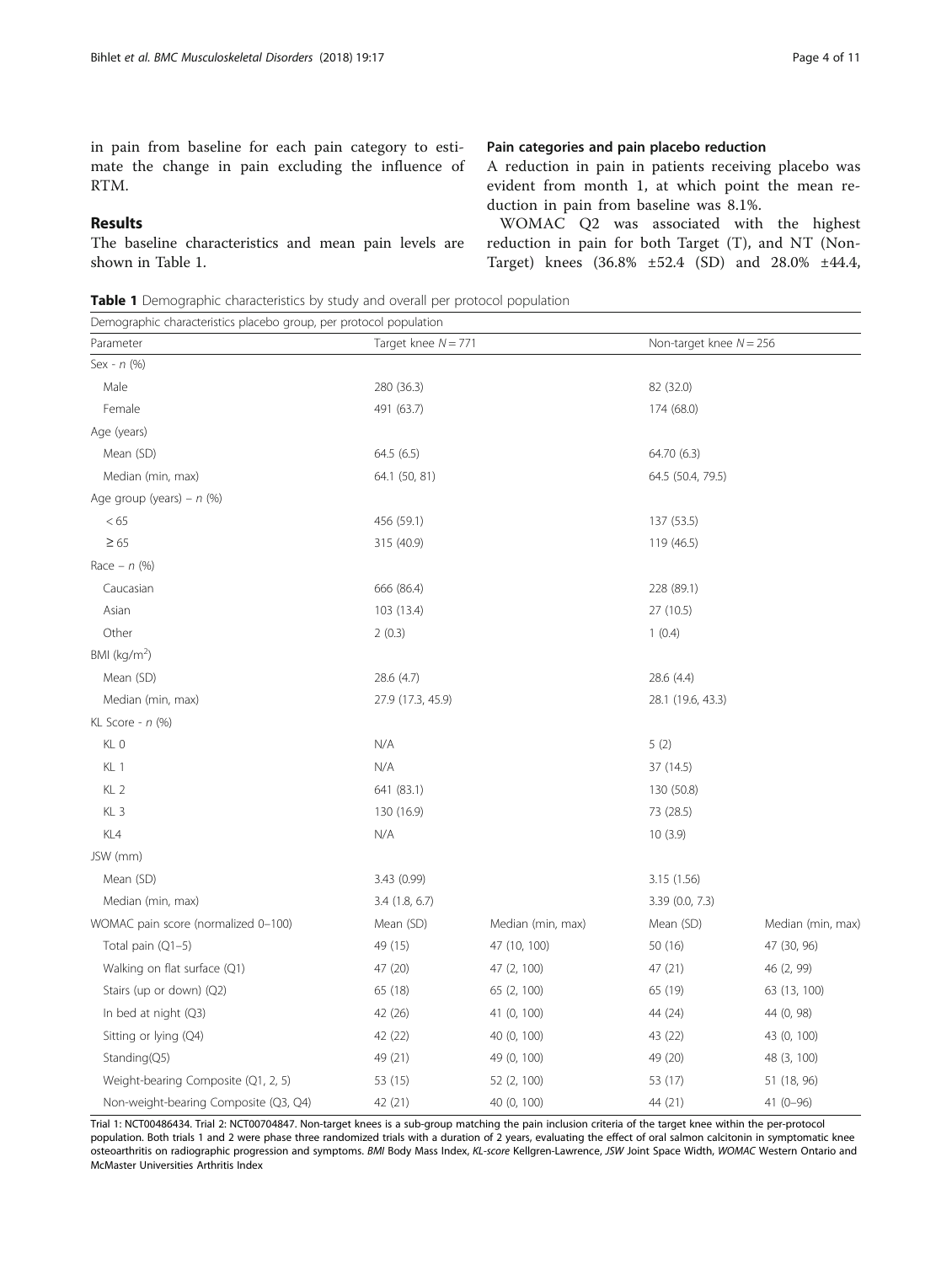in pain from baseline for each pain category to estimate the change in pain excluding the influence of RTM.

## Results

The baseline characteristics and mean pain levels are shown in Table 1.

### Pain categories and pain placebo reduction

A reduction in pain in patients receiving placebo was evident from month 1, at which point the mean reduction in pain from baseline was 8.1%.

WOMAC Q2 was associated with the highest reduction in pain for both Target (T), and NT (Non-Target) knees (36.8% ±52.4 (SD) and 28.0% ±44.4,

**Table 1** Demographic characteristics by study and overall per protocol population

| Demographic characteristics placebo group, per protocol population | | | | |
|---|---|---|---|---|
| Parameter | Target knee $N = 771$ | | Non-target knee $N = 256$ | |
| Sex - *n* (%) | | | | |
| Male | 280 (36.3) | | 82 (32.0) | |
| Female | 491 (63.7) | | 174 (68.0) | |
| Age (years) | | | | |
| Mean (SD) | 64.5 (6.5) | | 64.70 (6.3) | |
| Median (min, max) | 64.1 (50, 81) | | 64.5 (50.4, 79.5) | |
| Age group (years) – *n* (%) | | | | |
| < 65 | 456 (59.1) | | 137 (53.5) | |
| ≥ 65 | 315 (40.9) | | 119 (46.5) | |
| Race – *n* (%) | | | | |
| Caucasian | 666 (86.4) | | 228 (89.1) | |
| Asian | 103 (13.4) | | 27 (10.5) | |
| Other | 2 (0.3) | | 1 (0.4) | |
| BMI (kg/m$^2$) | | | | |
| Mean (SD) | 28.6 (4.7) | | 28.6 (4.4) | |
| Median (min, max) | 27.9 (17.3, 45.9) | | 28.1 (19.6, 43.3) | |
| KL Score - *n* (%) | | | | |
| KL 0 | N/A | | 5 (2) | |
| KL 1 | N/A | | 37 (14.5) | |
| KL 2 | 641 (83.1) | | 130 (50.8) | |
| KL 3 | 130 (16.9) | | 73 (28.5) | |
| KL4 | N/A | | 10 (3.9) | |
| JSW (mm) | | | | |
| Mean (SD) | 3.43 (0.99) | | 3.15 (1.56) | |
| Median (min, max) | 3.4 (1.8, 6.7) | | 3.39 (0.0, 7.3) | |
| WOMAC pain score (normalized 0–100) | Mean (SD) | Median (min, max) | Mean (SD) | Median (min, max) |
| Total pain (Q1–5) | 49 (15) | 47 (10, 100) | 50 (16) | 47 (30, 96) |
| Walking on flat surface (Q1) | 47 (20) | 47 (2, 100) | 47 (21) | 46 (2, 99) |
| Stairs (up or down) (Q2) | 65 (18) | 65 (2, 100) | 65 (19) | 63 (13, 100) |
| In bed at night (Q3) | 42 (26) | 41 (0, 100) | 44 (24) | 44 (0, 98) |
| Sitting or lying (Q4) | 42 (22) | 40 (0, 100) | 43 (22) | 43 (0, 100) |
| Standing(Q5) | 49 (21) | 49 (0, 100) | 49 (20) | 48 (3, 100) |
| Weight-bearing Composite (Q1, 2, 5) | 53 (15) | 52 (2, 100) | 53 (17) | 51 (18, 96) |
| Non-weight-bearing Composite (Q3, Q4) | 42 (21) | 40 (0, 100) | 44 (21) | 41 (0–96) |

Trial 1: NCT00486434. Trial 2: NCT00704847. Non-target knees is a sub-group matching the pain inclusion criteria of the target knee within the per-protocol population. Both trials 1 and 2 were phase three randomized trials with a duration of 2 years, evaluating the effect of oral salmon calcitonin in symptomatic knee osteoarthritis on radiographic progression and symptoms. *BMI* Body Mass Index, *KL-score* Kellgren-Lawrence, *JSW* Joint Space Width, *WOMAC* Western Ontario and McMaster Universities Arthritis Index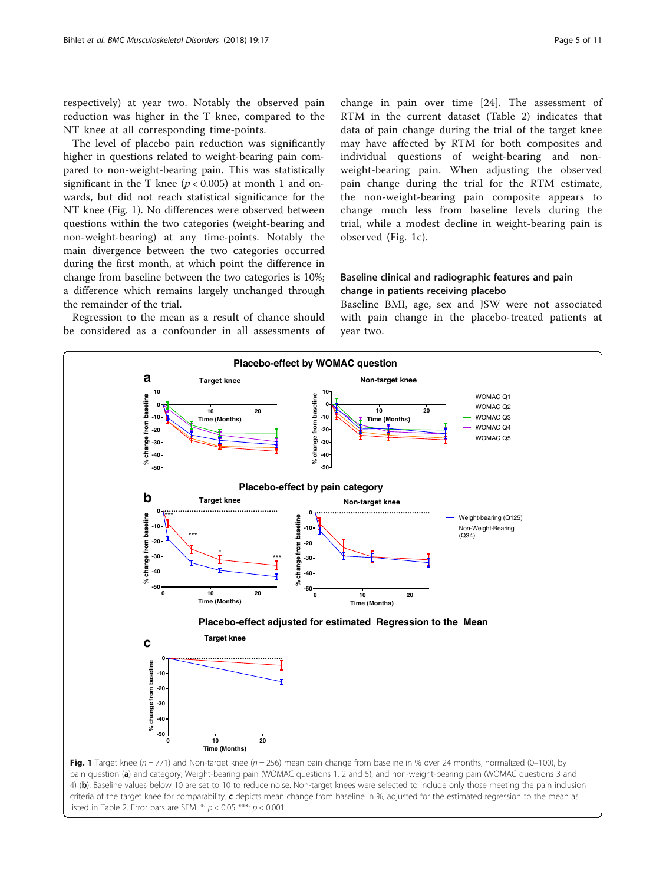respectively) at year two. Notably the observed pain reduction was higher in the T knee, compared to the NT knee at all corresponding time-points.

The level of placebo pain reduction was significantly higher in questions related to weight-bearing pain compared to non-weight-bearing pain. This was statistically significant in the T knee ($p < 0.005$) at month 1 and onwards, but did not reach statistical significance for the NT knee (Fig. 1). No differences were observed between questions within the two categories (weight-bearing and non-weight-bearing) at any time-points. Notably the main divergence between the two categories occurred during the first month, at which point the difference in change from baseline between the two categories is 10%; a difference which remains largely unchanged through the remainder of the trial.

Regression to the mean as a result of chance should be considered as a confounder in all assessments of change in pain over time [24]. The assessment of RTM in the current dataset (Table 2) indicates that data of pain change during the trial of the target knee may have affected by RTM for both composites and individual questions of weight-bearing and non-weight-bearing pain. When adjusting the observed pain change during the trial for the RTM estimate, the non-weight-bearing pain composite appears to change much less from baseline levels during the trial, while a modest decline in weight-bearing pain is observed (Fig. 1c).

## Baseline clinical and radiographic features and pain change in patients receiving placebo

Baseline BMI, age, sex and JSW were not associated with pain change in the placebo-treated patients at year two.

**Fig. 1** Target knee ($n = 771$) and Non-target knee ($n = 256$) mean pain change from baseline in % over 24 months, normalized (0–100), by pain question (**a**) and category; Weight-bearing pain (WOMAC questions 1, 2 and 5), and non-weight-bearing pain (WOMAC questions 3 and 4) (**b**). Baseline values below 10 are set to 10 to reduce noise. Non-target knees were selected to include only those meeting the pain inclusion criteria of the target knee for comparability. **c** depicts mean change from baseline in %, adjusted for the estimated regression to the mean as listed in Table 2. Error bars are SEM. *: $p < 0.05$ ***: $p < 0.001$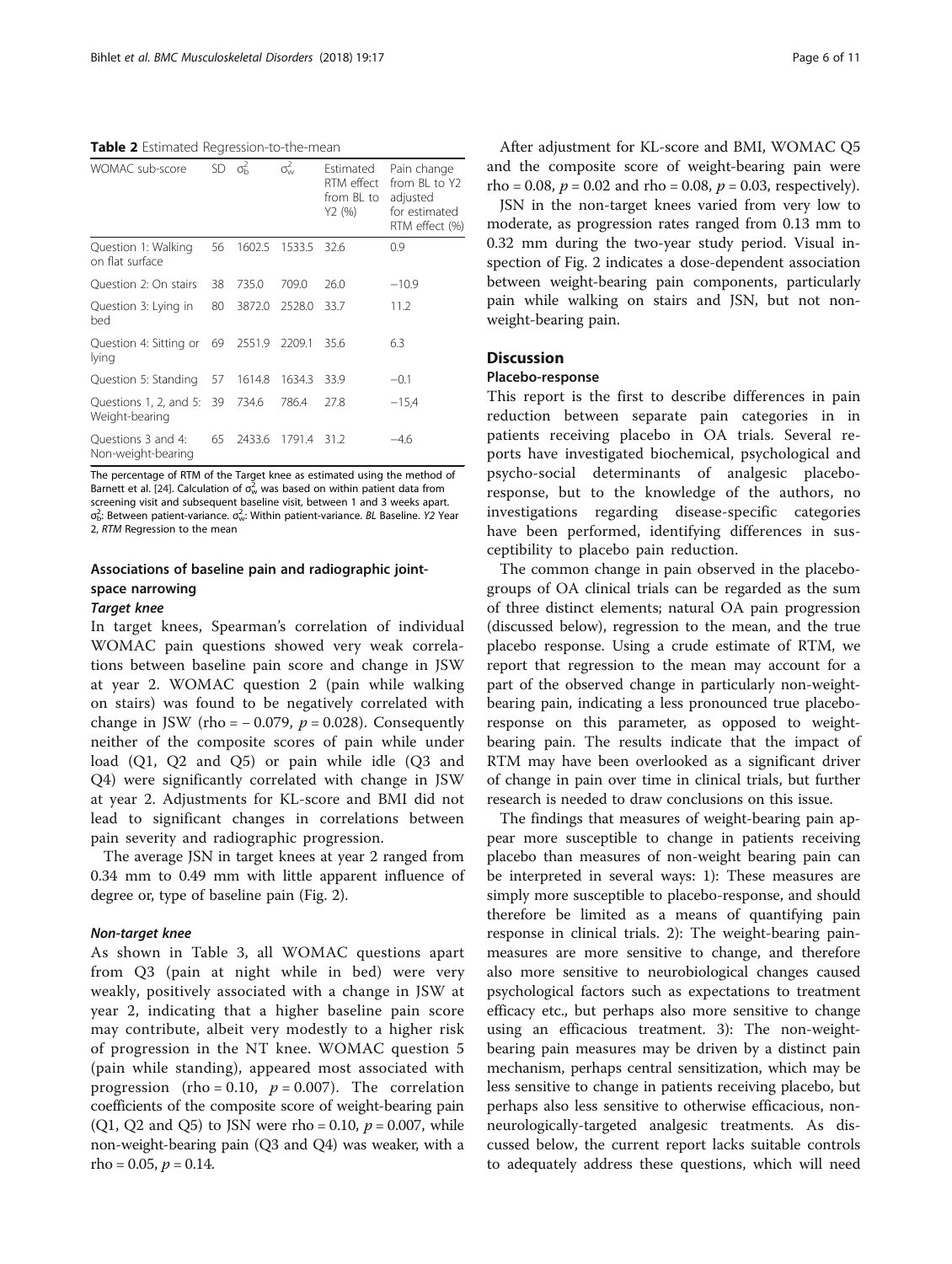**Table 2** Estimated Regression-to-the-mean

| WOMAC sub-score | SD | $\sigma_b^2$ | $\sigma_w^2$ | Estimated RTM effect from BL to Y2 (%) | Pain change from BL to Y2 adjusted for estimated RTM effect (%) |
|---|---|---|---|---|---|
| Question 1: Walking on flat surface | 56 | 1602.5 | 1533.5 | 32.6 | 0.9 |
| Question 2: On stairs | 38 | 735.0 | 709.0 | 26.0 | −10.9 |
| Question 3: Lying in bed | 80 | 3872.0 | 2528.0 | 33.7 | 11.2 |
| Question 4: Sitting or lying | 69 | 2551.9 | 2209.1 | 35.6 | 6.3 |
| Question 5: Standing | 57 | 1614.8 | 1634.3 | 33.9 | −0.1 |
| Questions 1, 2, and 5: Weight-bearing | 39 | 734.6 | 786.4 | 27.8 | −15,4 |
| Questions 3 and 4: Non-weight-bearing | 65 | 2433.6 | 1791.4 | 31.2 | −4.6 |

The percentage of RTM of the Target knee as estimated using the method of Barnett et al. [24]. Calculation of $\sigma_w^2$ was based on within patient data from screening visit and subsequent baseline visit, between 1 and 3 weeks apart. $\sigma_b^2$: Between patient-variance. $\sigma_w^2$: Within patient-variance. *BL* Baseline. *Y2* Year 2, *RTM* Regression to the mean

### Associations of baseline pain and radiographic joint-space narrowing

#### *Target knee*

In target knees, Spearman's correlation of individual WOMAC pain questions showed very weak correlations between baseline pain score and change in JSW at year 2. WOMAC question 2 (pain while walking on stairs) was found to be negatively correlated with change in JSW (rho = − 0.079, $p = 0.028$). Consequently neither of the composite scores of pain while under load (Q1, Q2 and Q5) or pain while idle (Q3 and Q4) were significantly correlated with change in JSW at year 2. Adjustments for KL-score and BMI did not lead to significant changes in correlations between pain severity and radiographic progression.

The average JSN in target knees at year 2 ranged from 0.34 mm to 0.49 mm with little apparent influence of degree or, type of baseline pain (Fig. 2).

#### *Non-target knee*

As shown in Table 3, all WOMAC questions apart from Q3 (pain at night while in bed) were very weakly, positively associated with a change in JSW at year 2, indicating that a higher baseline pain score may contribute, albeit very modestly to a higher risk of progression in the NT knee. WOMAC question 5 (pain while standing), appeared most associated with progression (rho = 0.10, $p = 0.007$). The correlation coefficients of the composite score of weight-bearing pain (Q1, Q2 and Q5) to JSN were rho = 0.10, $p = 0.007$, while non-weight-bearing pain (Q3 and Q4) was weaker, with a rho = 0.05, $p = 0.14$.

After adjustment for KL-score and BMI, WOMAC Q5 and the composite score of weight-bearing pain were rho = 0.08, $p = 0.02$ and rho = 0.08, $p = 0.03$, respectively).

JSN in the non-target knees varied from very low to moderate, as progression rates ranged from 0.13 mm to 0.32 mm during the two-year study period. Visual inspection of Fig. 2 indicates a dose-dependent association between weight-bearing pain components, particularly pain while walking on stairs and JSN, but not non-weight-bearing pain.

## Discussion

### Placebo-response

This report is the first to describe differences in pain reduction between separate pain categories in in patients receiving placebo in OA trials. Several reports have investigated biochemical, psychological and psycho-social determinants of analgesic placebo-response, but to the knowledge of the authors, no investigations regarding disease-specific categories have been performed, identifying differences in susceptibility to placebo pain reduction.

The common change in pain observed in the placebo-groups of OA clinical trials can be regarded as the sum of three distinct elements; natural OA pain progression (discussed below), regression to the mean, and the true placebo response. Using a crude estimate of RTM, we report that regression to the mean may account for a part of the observed change in particularly non-weight-bearing pain, indicating a less pronounced true placebo-response on this parameter, as opposed to weight-bearing pain. The results indicate that the impact of RTM may have been overlooked as a significant driver of change in pain over time in clinical trials, but further research is needed to draw conclusions on this issue.

The findings that measures of weight-bearing pain appear more susceptible to change in patients receiving placebo than measures of non-weight bearing pain can be interpreted in several ways: 1): These measures are simply more susceptible to placebo-response, and should therefore be limited as a means of quantifying pain response in clinical trials. 2): The weight-bearing pain-measures are more sensitive to change, and therefore also more sensitive to neurobiological changes caused psychological factors such as expectations to treatment efficacy etc., but perhaps also more sensitive to change using an efficacious treatment. 3): The non-weight-bearing pain measures may be driven by a distinct pain mechanism, perhaps central sensitization, which may be less sensitive to change in patients receiving placebo, but perhaps also less sensitive to otherwise efficacious, non-neurologically-targeted analgesic treatments. As discussed below, the current report lacks suitable controls to adequately address these questions, which will need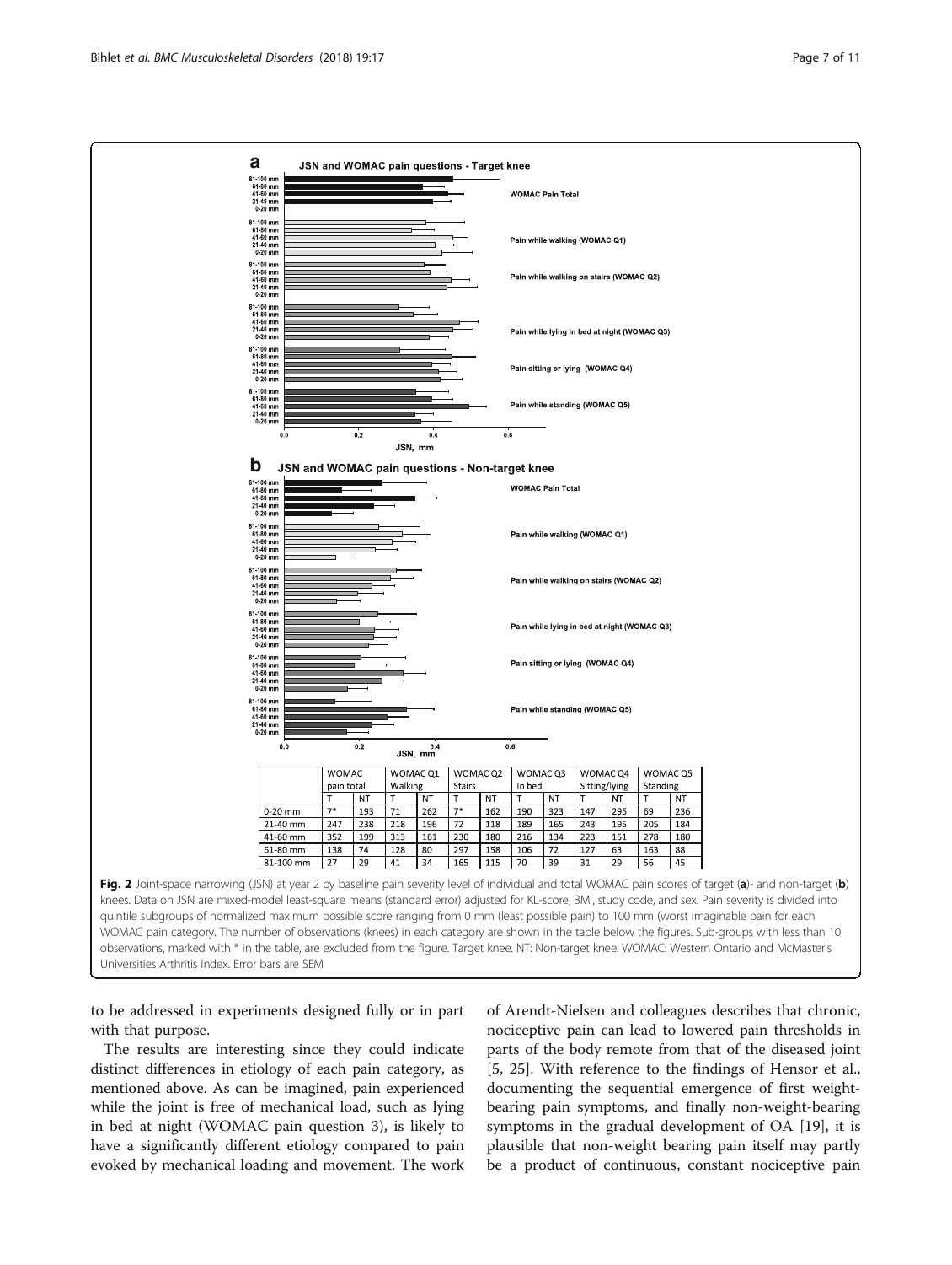| | WOMAC pain total | | WOMAC Q1 Walking | | WOMAC Q2 Stairs | | WOMAC Q3 In bed | | WOMAC Q4 Sitting/lying | | WOMAC Q5 Standing | |
|---|---|---|---|---|---|---|---|---|---|---|---|---|
| | T | NT | T | NT | T | NT | T | NT | T | NT | T | NT |
| 0-20 mm | 7* | 193 | 71 | 262 | 7* | 162 | 190 | 323 | 147 | 295 | 69 | 236 |
| 21-40 mm | 247 | 238 | 218 | 196 | 72 | 118 | 189 | 165 | 243 | 195 | 205 | 184 |
| 41-60 mm | 352 | 199 | 313 | 161 | 230 | 180 | 216 | 134 | 223 | 151 | 278 | 180 |
| 61-80 mm | 138 | 74 | 128 | 80 | 297 | 158 | 106 | 72 | 127 | 63 | 163 | 88 |
| 81-100 mm | 27 | 29 | 41 | 34 | 165 | 115 | 70 | 39 | 31 | 29 | 56 | 45 |

**Fig. 2** Joint-space narrowing (JSN) at year 2 by baseline pain severity level of individual and total WOMAC pain scores of target (**a**)- and non-target (**b**) knees. Data on JSN are mixed-model least-square means (standard error) adjusted for KL-score, BMI, study code, and sex. Pain severity is divided into quintile subgroups of normalized maximum possible score ranging from 0 mm (least possible pain) to 100 mm (worst imaginable pain for each WOMAC pain category. The number of observations (knees) in each category are shown in the table below the figures. Sub-groups with less than 10 observations, marked with * in the table, are excluded from the figure. Target knee. NT: Non-target knee. WOMAC: Western Ontario and McMaster's Universities Arthritis Index. Error bars are SEM

to be addressed in experiments designed fully or in part with that purpose.

The results are interesting since they could indicate distinct differences in etiology of each pain category, as mentioned above. As can be imagined, pain experienced while the joint is free of mechanical load, such as lying in bed at night (WOMAC pain question 3), is likely to have a significantly different etiology compared to pain evoked by mechanical loading and movement. The work of Arendt-Nielsen and colleagues describes that chronic, nociceptive pain can lead to lowered pain thresholds in parts of the body remote from that of the diseased joint [5, 25]. With reference to the findings of Hensor et al., documenting the sequential emergence of first weight-bearing pain symptoms, and finally non-weight-bearing symptoms in the gradual development of OA [19], it is plausible that non-weight bearing pain itself may partly be a product of continuous, constant nociceptive pain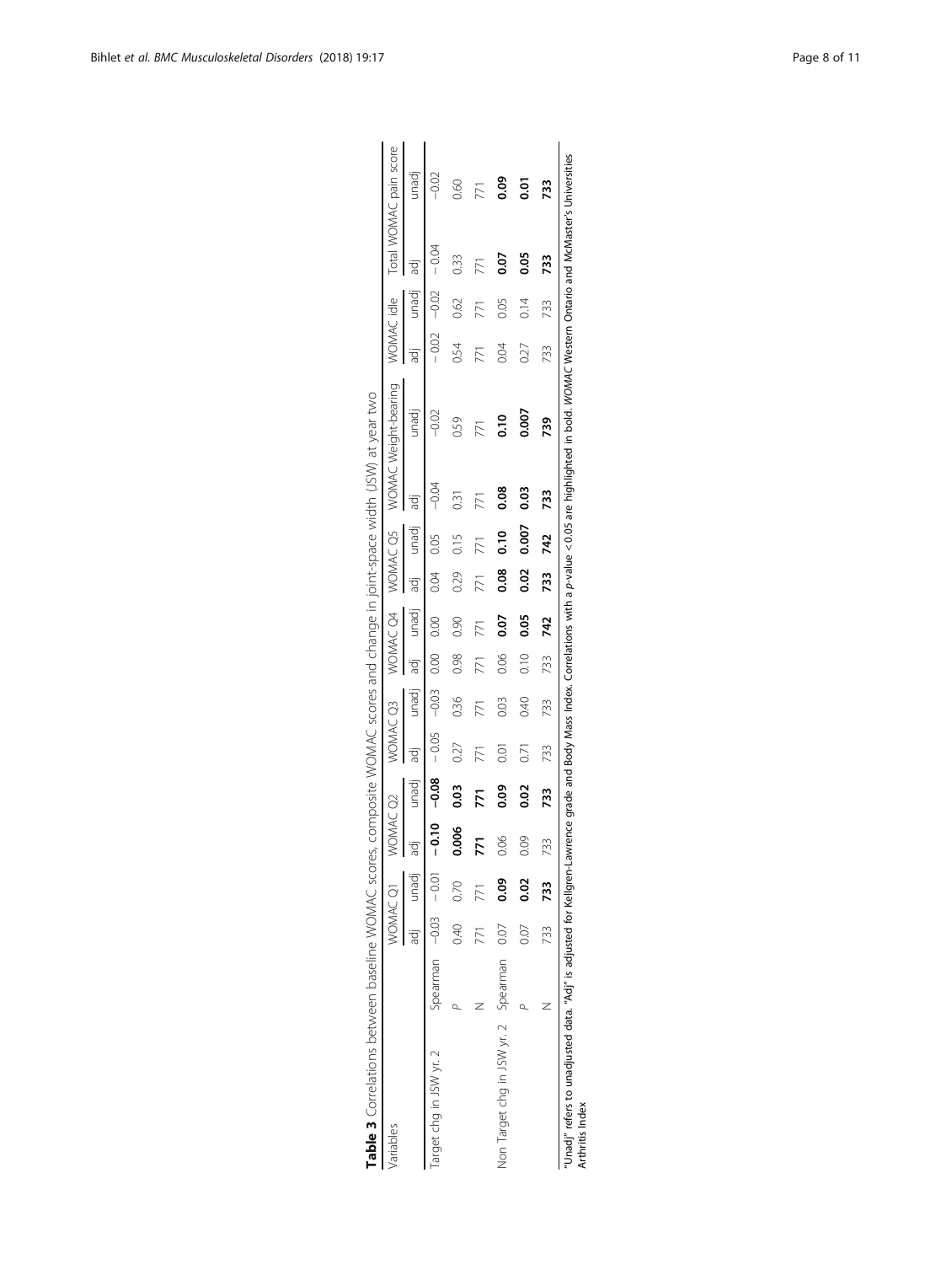**Table 3** Correlations between baseline WOMAC scores, composite WOMAC scores and change in joint-space width (JSW) at year two

| Variables | | WOMAC Q1 | | WOMAC Q2 | | WOMAC Q3 | | WOMAC Q4 | | WOMAC Q5 | | WOMAC Weight-bearing | | WOMAC idle | | Total WOMAC pain score | |
|---|---|---|---|---|---|---|---|---|---|---|---|---|---|---|---|---|---|
| | | adj | unadj | adj | unadj | adj | unadj | adj | unadj | adj | unadj | adj | unadj | adj | unadj | adj | unadj |
| Target chg in JSW yr. 2 | Spearman | −0.03 | −0.01 | **−0.10** | **−0.08** | −0.05 | −0.03 | 0.00 | 0.00 | 0.04 | 0.05 | −0.04 | −0.02 | −0.02 | −0.02 | −0.04 | −0.02 |
| | *P* | 0.40 | 0.70 | **0.006** | **0.03** | 0.27 | 0.36 | 0.98 | 0.90 | 0.29 | 0.15 | 0.31 | 0.59 | 0.54 | 0.62 | 0.33 | 0.60 |
| | N | 771 | 771 | **771** | **771** | 771 | 771 | 771 | 771 | 771 | 771 | 771 | 771 | 771 | 771 | 771 | 771 |
| Non Target chg in JSW yr. 2 | Spearman | 0.07 | **0.09** | 0.06 | **0.09** | 0.01 | 0.03 | 0.06 | **0.07** | **0.08** | **0.10** | **0.08** | **0.10** | 0.04 | 0.05 | **0.07** | **0.09** |
| | *P* | 0.07 | **0.02** | 0.09 | **0.02** | 0.71 | 0.40 | 0.10 | **0.05** | **0.02** | **0.007** | **0.03** | **0.007** | 0.27 | 0.14 | **0.05** | **0.01** |
| | N | 733 | **733** | 733 | **733** | 733 | 733 | 733 | **742** | **733** | **742** | **733** | **739** | 733 | 733 | **733** | **733** |

"Unadj" refers to unadjusted data. "Adj" is adjusted for Kellgren-Lawrence grade and Body Mass Index. Correlations with a *p*-value < 0.05 are highlighted in bold. *WOMAC* Western Ontario and McMaster's Universities Arthritis Index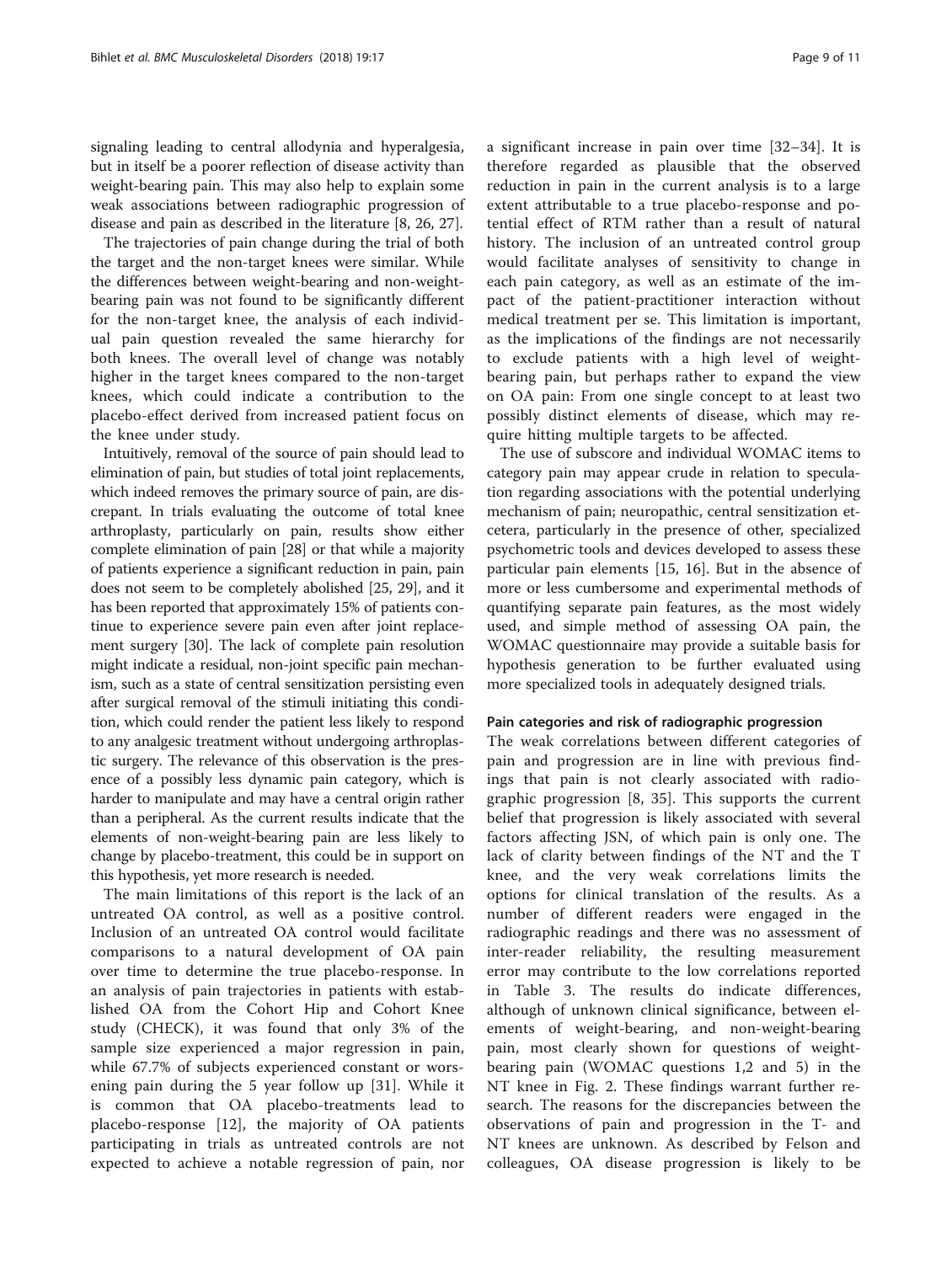signaling leading to central allodynia and hyperalgesia, but in itself be a poorer reflection of disease activity than weight-bearing pain. This may also help to explain some weak associations between radiographic progression of disease and pain as described in the literature [8, 26, 27].

The trajectories of pain change during the trial of both the target and the non-target knees were similar. While the differences between weight-bearing and non-weight-bearing pain was not found to be significantly different for the non-target knee, the analysis of each individual pain question revealed the same hierarchy for both knees. The overall level of change was notably higher in the target knees compared to the non-target knees, which could indicate a contribution to the placebo-effect derived from increased patient focus on the knee under study.

Intuitively, removal of the source of pain should lead to elimination of pain, but studies of total joint replacements, which indeed removes the primary source of pain, are discrepant. In trials evaluating the outcome of total knee arthroplasty, particularly on pain, results show either complete elimination of pain [28] or that while a majority of patients experience a significant reduction in pain, pain does not seem to be completely abolished [25, 29], and it has been reported that approximately 15% of patients continue to experience severe pain even after joint replacement surgery [30]. The lack of complete pain resolution might indicate a residual, non-joint specific pain mechanism, such as a state of central sensitization persisting even after surgical removal of the stimuli initiating this condition, which could render the patient less likely to respond to any analgesic treatment without undergoing arthroplastic surgery. The relevance of this observation is the presence of a possibly less dynamic pain category, which is harder to manipulate and may have a central origin rather than a peripheral. As the current results indicate that the elements of non-weight-bearing pain are less likely to change by placebo-treatment, this could be in support on this hypothesis, yet more research is needed.

The main limitations of this report is the lack of an untreated OA control, as well as a positive control. Inclusion of an untreated OA control would facilitate comparisons to a natural development of OA pain over time to determine the true placebo-response. In an analysis of pain trajectories in patients with established OA from the Cohort Hip and Cohort Knee study (CHECK), it was found that only 3% of the sample size experienced a major regression in pain, while 67.7% of subjects experienced constant or worsening pain during the 5 year follow up [31]. While it is common that OA placebo-treatments lead to placebo-response [12], the majority of OA patients participating in trials as untreated controls are not expected to achieve a notable regression of pain, nor a significant increase in pain over time [32–34]. It is therefore regarded as plausible that the observed reduction in pain in the current analysis is to a large extent attributable to a true placebo-response and potential effect of RTM rather than a result of natural history. The inclusion of an untreated control group would facilitate analyses of sensitivity to change in each pain category, as well as an estimate of the impact of the patient-practitioner interaction without medical treatment per se. This limitation is important, as the implications of the findings are not necessarily to exclude patients with a high level of weight-bearing pain, but perhaps rather to expand the view on OA pain: From one single concept to at least two possibly distinct elements of disease, which may require hitting multiple targets to be affected.

The use of subscore and individual WOMAC items to category pain may appear crude in relation to speculation regarding associations with the potential underlying mechanism of pain; neuropathic, central sensitization etcetera, particularly in the presence of other, specialized psychometric tools and devices developed to assess these particular pain elements [15, 16]. But in the absence of more or less cumbersome and experimental methods of quantifying separate pain features, as the most widely used, and simple method of assessing OA pain, the WOMAC questionnaire may provide a suitable basis for hypothesis generation to be further evaluated using more specialized tools in adequately designed trials.

### Pain categories and risk of radiographic progression

The weak correlations between different categories of pain and progression are in line with previous findings that pain is not clearly associated with radiographic progression [8, 35]. This supports the current belief that progression is likely associated with several factors affecting JSN, of which pain is only one. The lack of clarity between findings of the NT and the T knee, and the very weak correlations limits the options for clinical translation of the results. As a number of different readers were engaged in the radiographic readings and there was no assessment of inter-reader reliability, the resulting measurement error may contribute to the low correlations reported in Table 3. The results do indicate differences, although of unknown clinical significance, between elements of weight-bearing, and non-weight-bearing pain, most clearly shown for questions of weight-bearing pain (WOMAC questions 1,2 and 5) in the NT knee in Fig. 2. These findings warrant further research. The reasons for the discrepancies between the observations of pain and progression in the T- and NT knees are unknown. As described by Felson and colleagues, OA disease progression is likely to be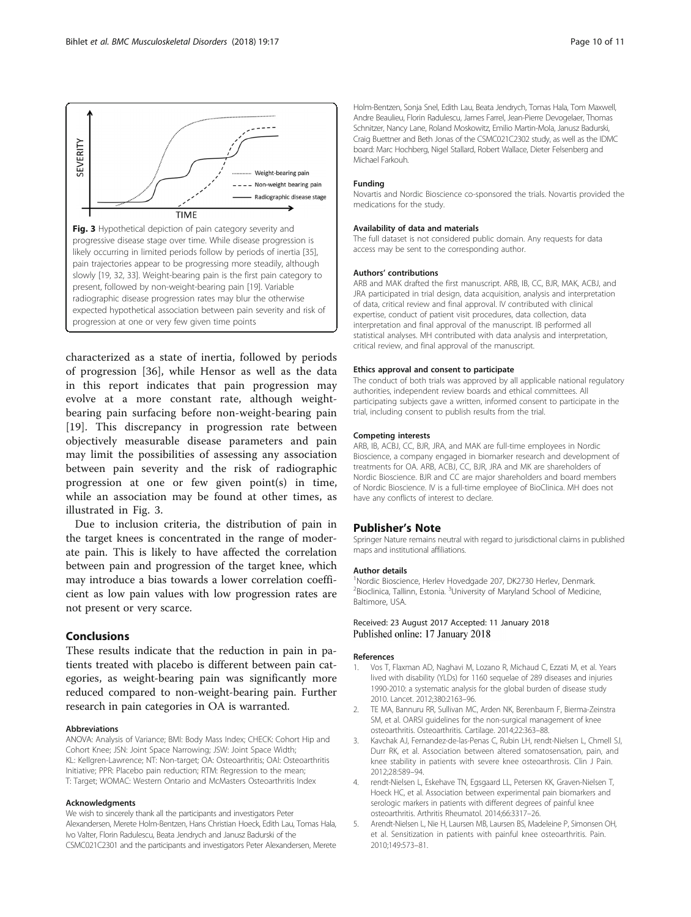SEVERITY

TIME

Weight-bearing pain

Non-weight bearing pain

Radiographic disease stage

**Fig. 3** Hypothetical depiction of pain category severity and progressive disease stage over time. While disease progression is likely occurring in limited periods follow by periods of inertia [35], pain trajectories appear to be progressing more steadily, although slowly [19, 32, 33]. Weight-bearing pain is the first pain category to present, followed by non-weight-bearing pain [19]. Variable radiographic disease progression rates may blur the otherwise expected hypothetical association between pain severity and risk of progression at one or very few given time points

characterized as a state of inertia, followed by periods of progression [36], while Hensor as well as the data in this report indicates that pain progression may evolve at a more constant rate, although weight-bearing pain surfacing before non-weight-bearing pain [19]. This discrepancy in progression rate between objectively measurable disease parameters and pain may limit the possibilities of assessing any association between pain severity and the risk of radiographic progression at one or few given point(s) in time, while an association may be found at other times, as illustrated in Fig. 3.

Due to inclusion criteria, the distribution of pain in the target knees is concentrated in the range of moderate pain. This is likely to have affected the correlation between pain and progression of the target knee, which may introduce a bias towards a lower correlation coefficient as low pain values with low progression rates are not present or very scarce.

## Conclusions

These results indicate that the reduction in pain in patients treated with placebo is different between pain categories, as weight-bearing pain was significantly more reduced compared to non-weight-bearing pain. Further research in pain categories in OA is warranted.

#### Abbreviations

ANOVA: Analysis of Variance; BMI: Body Mass Index; CHECK: Cohort Hip and Cohort Knee; JSN: Joint Space Narrowing; JSW: Joint Space Width; KL: Kellgren-Lawrence; NT: Non-target; OA: Osteoarthritis; OAI: Osteoarthritis Initiative; PPR: Placebo pain reduction; RTM: Regression to the mean; T: Target; WOMAC: Western Ontario and McMasters Osteoarthritis Index

#### Acknowledgments

We wish to sincerely thank all the participants and investigators Peter Alexandersen, Merete Holm-Bentzen, Hans Christian Hoeck, Edith Lau, Tomas Hala, Ivo Valter, Florin Radulescu, Beata Jendrych and Janusz Badurski of the CSMC021C2301 and the participants and investigators Peter Alexandersen, Merete Holm-Bentzen, Sonja Snel, Edith Lau, Beata Jendrych, Tomas Hala, Tom Maxwell, Andre Beaulieu, Florin Radulescu, James Farrel, Jean-Pierre Devogelaer, Thomas Schnitzer, Nancy Lane, Roland Moskowitz, Emilio Martin-Mola, Janusz Badurski, Craig Buettner and Beth Jonas of the CSMC021C2302 study, as well as the IDMC board: Marc Hochberg, Nigel Stallard, Robert Wallace, Dieter Felsenberg and Michael Farkouh.

#### Funding

Novartis and Nordic Bioscience co-sponsored the trials. Novartis provided the medications for the study.

#### Availability of data and materials

The full dataset is not considered public domain. Any requests for data access may be sent to the corresponding author.

#### Authors' contributions

ARB and MAK drafted the first manuscript. ARB, IB, CC, BJR, MAK, ACBJ, and JRA participated in trial design, data acquisition, analysis and interpretation of data, critical review and final approval. IV contributed with clinical expertise, conduct of patient visit procedures, data collection, data interpretation and final approval of the manuscript. IB performed all statistical analyses. MH contributed with data analysis and interpretation, critical review, and final approval of the manuscript.

#### Ethics approval and consent to participate

The conduct of both trials was approved by all applicable national regulatory authorities, independent review boards and ethical committees. All participating subjects gave a written, informed consent to participate in the trial, including consent to publish results from the trial.

#### Competing interests

ARB, IB, ACBJ, CC, BJR, JRA, and MAK are full-time employees in Nordic Bioscience, a company engaged in biomarker research and development of treatments for OA. ARB, ACBJ, CC, BJR, JRA and MK are shareholders of Nordic Bioscience. BJR and CC are major shareholders and board members of Nordic Bioscience. IV is a full-time employee of BioClinica. MH does not have any conflicts of interest to declare.

## Publisher's Note

Springer Nature remains neutral with regard to jurisdictional claims in published maps and institutional affiliations.

#### Author details

[1]Nordic Bioscience, Herlev Hovedgade 207, DK2730 Herlev, Denmark. [2]Bioclinica, Tallinn, Estonia. [3]University of Maryland School of Medicine, Baltimore, USA.

Received: 23 August 2017 Accepted: 11 January 2018
Published online: 17 January 2018

#### References

1. Vos T, Flaxman AD, Naghavi M, Lozano R, Michaud C, Ezzati M, et al. Years lived with disability (YLDs) for 1160 sequelae of 289 diseases and injuries 1990-2010: a systematic analysis for the global burden of disease study 2010. Lancet. 2012;380:2163–96.
2. TE MA, Bannuru RR, Sullivan MC, Arden NK, Berenbaum F, Bierma-Zeinstra SM, et al. OARSI guidelines for the non-surgical management of knee osteoarthritis. Osteoarthritis. Cartilage. 2014;22:363–88.
3. Kavchak AJ, Fernandez-de-las-Penas C, Rubin LH, rendt-Nielsen L, Chmell SJ, Durr RK, et al. Association between altered somatosensation, pain, and knee stability in patients with severe knee osteoarthrosis. Clin J Pain. 2012;28:589–94.
4. rendt-Nielsen L, Eskehave TN, Egsgaard LL, Petersen KK, Graven-Nielsen T, Hoeck HC, et al. Association between experimental pain biomarkers and serologic markers in patients with different degrees of painful knee osteoarthritis. Arthritis Rheumatol. 2014;66:3317–26.
5. Arendt-Nielsen L, Nie H, Laursen MB, Laursen BS, Madeleine P, Simonsen OH, et al. Sensitization in patients with painful knee osteoarthritis. Pain. 2010;149:573–81.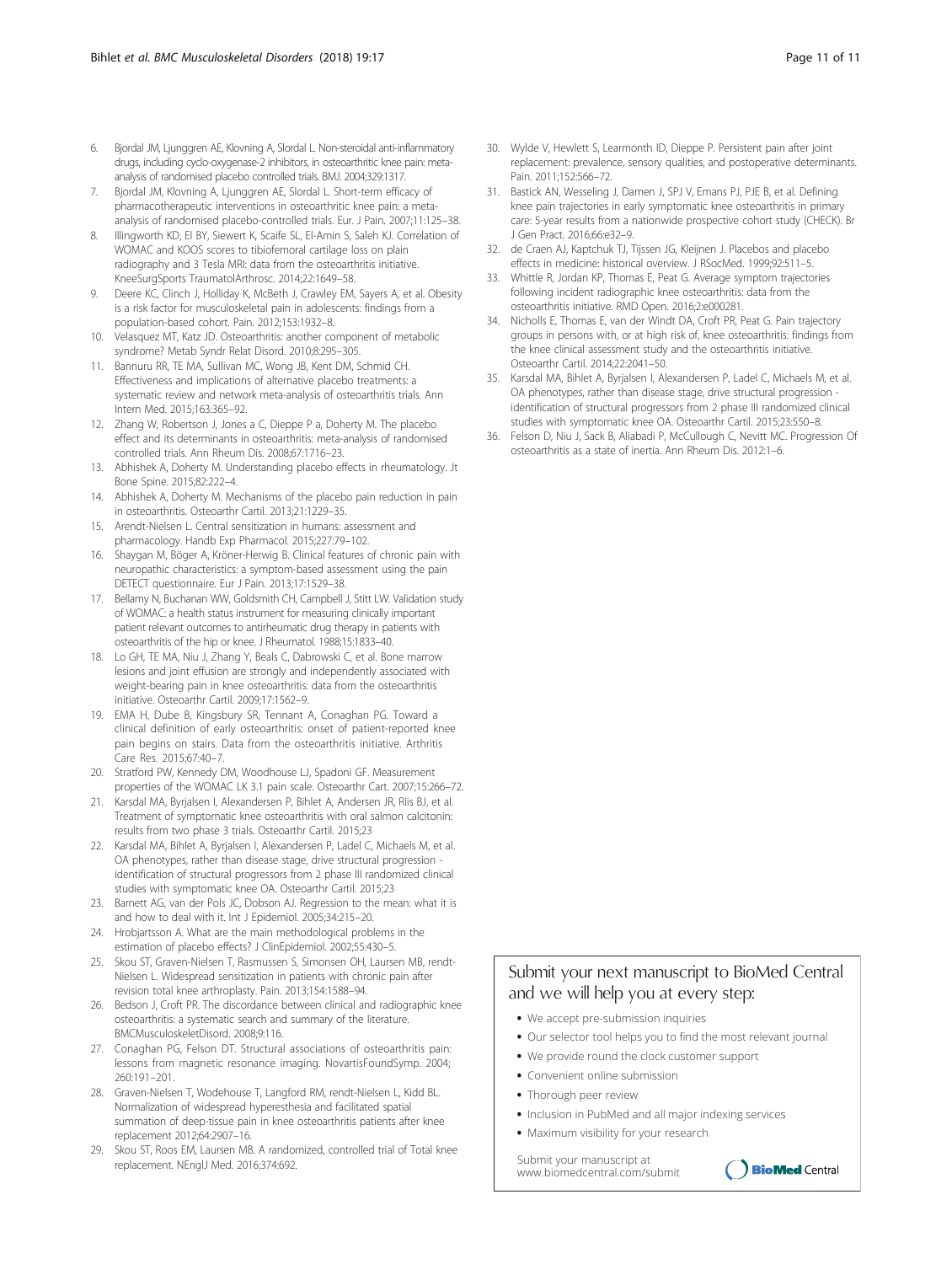6. Bjordal JM, Ljunggren AE, Klovning A, Slordal L. Non-steroidal anti-inflammatory drugs, including cyclo-oxygenase-2 inhibitors, in osteoarthritic knee pain: meta-analysis of randomised placebo controlled trials. BMJ. 2004;329:1317.
7. Bjordal JM, Klovning A, Ljunggren AE, Slordal L. Short-term efficacy of pharmacotherapeutic interventions in osteoarthritic knee pain: a meta-analysis of randomised placebo-controlled trials. Eur. J Pain. 2007;11:125–38.
8. Illingworth KD, El BY, Siewert K, Scaife SL, El-Amin S, Saleh KJ. Correlation of WOMAC and KOOS scores to tibiofemoral cartilage loss on plain radiography and 3 Tesla MRI: data from the osteoarthritis initiative. KneeSurgSports TraumatolArthrosc. 2014;22:1649–58.
9. Deere KC, Clinch J, Holliday K, McBeth J, Crawley EM, Sayers A, et al. Obesity is a risk factor for musculoskeletal pain in adolescents: findings from a population-based cohort. Pain. 2012;153:1932–8.
10. Velasquez MT, Katz JD. Osteoarthritis: another component of metabolic syndrome? Metab Syndr Relat Disord. 2010;8:295–305.
11. Bannuru RR, TE MA, Sullivan MC, Wong JB, Kent DM, Schmid CH. Effectiveness and implications of alternative placebo treatments: a systematic review and network meta-analysis of osteoarthritis trials. Ann Intern Med. 2015;163:365–92.
12. Zhang W, Robertson J, Jones a C, Dieppe P a, Doherty M. The placebo effect and its determinants in osteoarthritis: meta-analysis of randomised controlled trials. Ann Rheum Dis. 2008;67:1716–23.
13. Abhishek A, Doherty M. Understanding placebo effects in rheumatology. Jt Bone Spine. 2015;82:222–4.
14. Abhishek A, Doherty M. Mechanisms of the placebo pain reduction in pain in osteoarthritis. Osteoarthr Cartil. 2013;21:1229–35.
15. Arendt-Nielsen L. Central sensitization in humans: assessment and pharmacology. Handb Exp Pharmacol. 2015;227:79–102.
16. Shaygan M, Böger A, Kröner-Herwig B. Clinical features of chronic pain with neuropathic characteristics: a symptom-based assessment using the pain DETECT questionnaire. Eur J Pain. 2013;17:1529–38.
17. Bellamy N, Buchanan WW, Goldsmith CH, Campbell J, Stitt LW. Validation study of WOMAC: a health status instrument for measuring clinically important patient relevant outcomes to antirheumatic drug therapy in patients with osteoarthritis of the hip or knee. J Rheumatol. 1988;15:1833–40.
18. Lo GH, TE MA, Niu J, Zhang Y, Beals C, Dabrowski C, et al. Bone marrow lesions and joint effusion are strongly and independently associated with weight-bearing pain in knee osteoarthritis: data from the osteoarthritis initiative. Osteoarthr Cartil. 2009;17:1562–9.
19. EMA H, Dube B, Kingsbury SR, Tennant A, Conaghan PG. Toward a clinical definition of early osteoarthritis: onset of patient-reported knee pain begins on stairs. Data from the osteoarthritis initiative. Arthritis Care Res. 2015;67:40–7.
20. Stratford PW, Kennedy DM, Woodhouse LJ, Spadoni GF. Measurement properties of the WOMAC LK 3.1 pain scale. Osteoarthr Cart. 2007;15:266–72.
21. Karsdal MA, Byrjalsen I, Alexandersen P, Bihlet A, Andersen JR, Riis BJ, et al. Treatment of symptomatic knee osteoarthritis with oral salmon calcitonin: results from two phase 3 trials. Osteoarthr Cartil. 2015;23
22. Karsdal MA, Bihlet A, Byrjalsen I, Alexandersen P, Ladel C, Michaels M, et al. OA phenotypes, rather than disease stage, drive structural progression - identification of structural progressors from 2 phase III randomized clinical studies with symptomatic knee OA. Osteoarthr Cartil. 2015;23
23. Barnett AG, van der Pols JC, Dobson AJ. Regression to the mean: what it is and how to deal with it. Int J Epidemiol. 2005;34:215–20.
24. Hrobjartsson A. What are the main methodological problems in the estimation of placebo effects? J ClinEpidemiol. 2002;55:430–5.
25. Skou ST, Graven-Nielsen T, Rasmussen S, Simonsen OH, Laursen MB, rendt-Nielsen L. Widespread sensitization in patients with chronic pain after revision total knee arthroplasty. Pain. 2013;154:1588–94.
26. Bedson J, Croft PR. The discordance between clinical and radiographic knee osteoarthritis: a systematic search and summary of the literature. BMCMusculoskeletDisord. 2008;9:116.
27. Conaghan PG, Felson DT. Structural associations of osteoarthritis pain: lessons from magnetic resonance imaging. NovartisFoundSymp. 2004; 260:191–201.
28. Graven-Nielsen T, Wodehouse T, Langford RM, rendt-Nielsen L, Kidd BL. Normalization of widespread hyperesthesia and facilitated spatial summation of deep-tissue pain in knee osteoarthritis patients after knee replacement 2012;64:2907–16.
29. Skou ST, Roos EM, Laursen MB. A randomized, controlled trial of Total knee replacement. NEnglJ Med. 2016;374:692.
30. Wylde V, Hewlett S, Learmonth ID, Dieppe P. Persistent pain after joint replacement: prevalence, sensory qualities, and postoperative determinants. Pain. 2011;152:566–72.
31. Bastick AN, Wesseling J, Damen J, SPJ V, Emans PJ, PJE B, et al. Defining knee pain trajectories in early symptomatic knee osteoarthritis in primary care: 5-year results from a nationwide prospective cohort study (CHECK). Br J Gen Pract. 2016;66:e32–9.
32. de Craen AJ, Kaptchuk TJ, Tijssen JG, Kleijnen J. Placebos and placebo effects in medicine: historical overview. J RSocMed. 1999;92:511–5.
33. Whittle R, Jordan KP, Thomas E, Peat G. Average symptom trajectories following incident radiographic knee osteoarthritis: data from the osteoarthritis initiative. RMD Open. 2016;2:e000281.
34. Nicholls E, Thomas E, van der Windt DA, Croft PR, Peat G. Pain trajectory groups in persons with, or at high risk of, knee osteoarthritis: findings from the knee clinical assessment study and the osteoarthritis initiative. Osteoarthr Cartil. 2014;22:2041–50.
35. Karsdal MA, Bihlet A, Byrjalsen I, Alexandersen P, Ladel C, Michaels M, et al. OA phenotypes, rather than disease stage, drive structural progression - identification of structural progressors from 2 phase III randomized clinical studies with symptomatic knee OA. Osteoarthr Cartil. 2015;23:550–8.
36. Felson D, Niu J, Sack B, Aliabadi P, McCullough C, Nevitt MC. Progression Of osteoarthritis as a state of inertia. Ann Rheum Dis. 2012:1–6.

Submit your next manuscript to BioMed Central and we will help you at every step:

- We accept pre-submission inquiries
- Our selector tool helps you to find the most relevant journal
- We provide round the clock customer support
- Convenient online submission
- Thorough peer review
- Inclusion in PubMed and all major indexing services
- Maximum visibility for your research

Submit your manuscript at www.biomedcentral.com/submit

BioMed Central